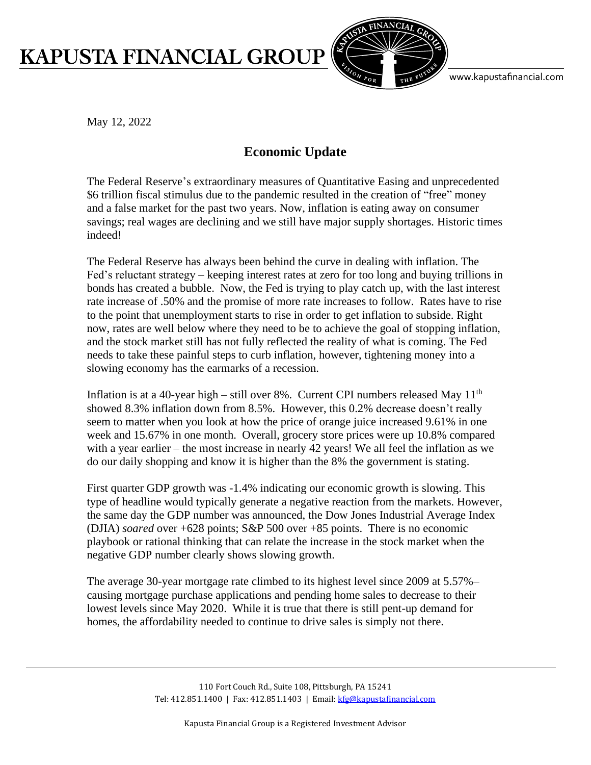May 12, 2022

## Economic Update

The Federal Reserve's extraordinary measures of Quantitative Easing and unprecedented $6 trillion fiscal stimulus due to the pandemic resulted in the creation of "free" money and a false market for the past two years. Now, inflation is eating away on consumer savings; real wages are declining and we still have major supply shortages. Historic times indeed!

The Federal Reserve has always been behind the curve in dealing with inflation. The Fed's reluctant strategy – keeping interest rates at zero for too long and buying trillions in bonds has created a bubble. Now, the Fed is trying to play catch up, with the last interest rate increase of .50% and the promise of more rate increases to follow. Rates have to rise to the point that unemployment starts to rise in order to get inflation to subside. Right now, rates are well below where they need to be to achieve the goal of stopping inflation, and the stock market still has not fully reflected the reality of what is coming. The Fed needs to take these painful steps to curb inflation, however, tightening money into a slowing economy has the earmarks of a recession.

Inflation is at a 40-year high – still over 8%. Current CPI numbers released May 11th showed 8.3% inflation down from 8.5%. However, this 0.2% decrease doesn't really seem to matter when you look at how the price of orange juice increased 9.61% in one week and 15.67% in one month. Overall, grocery store prices were up 10.8% compared with a year earlier – the most increase in nearly 42 years! We all feel the inflation as we do our daily shopping and know it is higher than the 8% the government is stating.

First quarter GDP growth was -1.4% indicating our economic growth is slowing. This type of headline would typically generate a negative reaction from the markets. However, the same day the GDP number was announced, the Dow Jones Industrial Average Index (DJIA) *soared* over +628 points; S&P 500 over +85 points. There is no economic playbook or rational thinking that can relate the increase in the stock market when the negative GDP number clearly shows slowing growth.

The average 30-year mortgage rate climbed to its highest level since 2009 at 5.57%– causing mortgage purchase applications and pending home sales to decrease to their lowest levels since May 2020. While it is true that there is still pent-up demand for homes, the affordability needed to continue to drive sales is simply not there.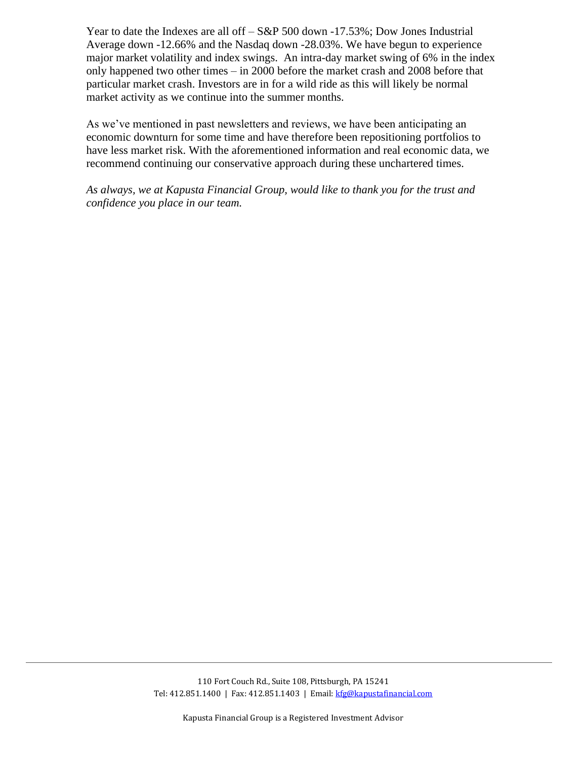Year to date the Indexes are all off – S&P 500 down -17.53%; Dow Jones Industrial Average down -12.66% and the Nasdaq down -28.03%. We have begun to experience major market volatility and index swings. An intra-day market swing of 6% in the index only happened two other times – in 2000 before the market crash and 2008 before that particular market crash. Investors are in for a wild ride as this will likely be normal market activity as we continue into the summer months.

As we've mentioned in past newsletters and reviews, we have been anticipating an economic downturn for some time and have therefore been repositioning portfolios to have less market risk. With the aforementioned information and real economic data, we recommend continuing our conservative approach during these unchartered times.

*As always, we at Kapusta Financial Group, would like to thank you for the trust and confidence you place in our team.*

110 Fort Couch Rd., Suite 108, Pittsburgh, PA 15241
Tel: 412.851.1400 | Fax: 412.851.1403 | Email: kfg@kapustafinancial.com

Kapusta Financial Group is a Registered Investment Advisor